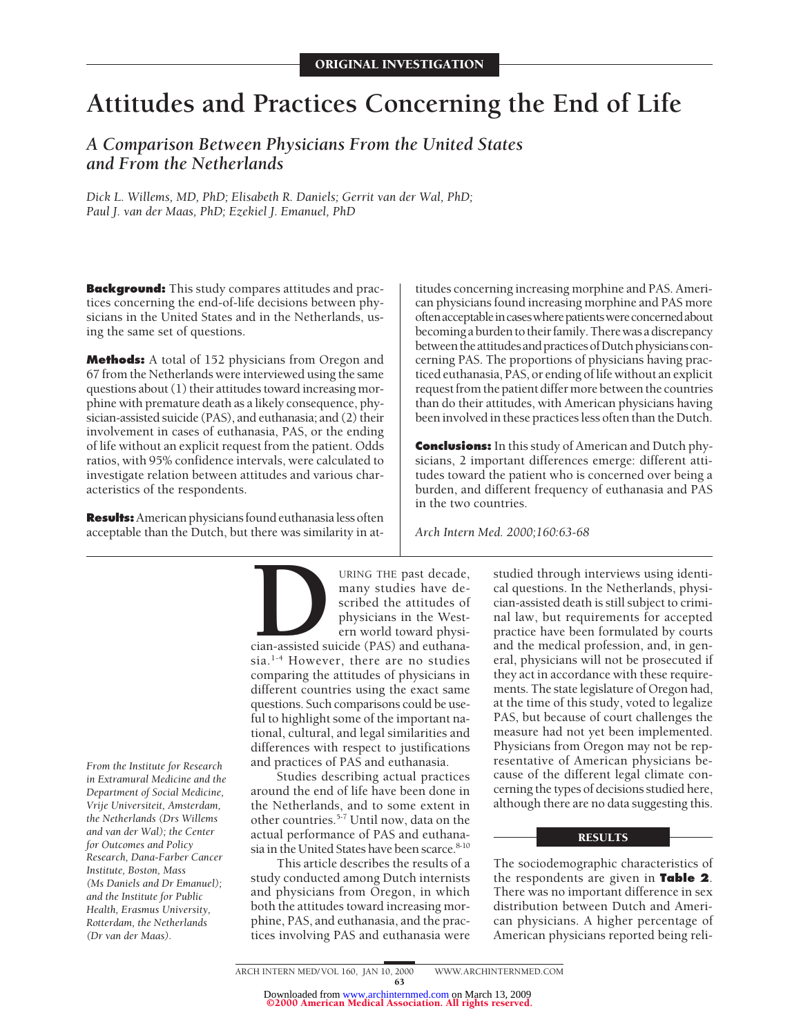ORIGINAL INVESTIGATION

# Attitudes and Practices Concerning the End of Life

## A Comparison Between Physicians From the United States and From the Netherlands

*Dick L. Willems, MD, PhD; Elisabeth R. Daniels; Gerrit van der Wal, PhD; Paul J. van der Maas, PhD; Ezekiel J. Emanuel, PhD*

**Background:** This study compares attitudes and practices concerning the end-of-life decisions between physicians in the United States and in the Netherlands, using the same set of questions.

**Methods:** A total of 152 physicians from Oregon and 67 from the Netherlands were interviewed using the same questions about (1) their attitudes toward increasing morphine with premature death as a likely consequence, physician-assisted suicide (PAS), and euthanasia; and (2) their involvement in cases of euthanasia, PAS, or the ending of life without an explicit request from the patient. Odds ratios, with 95% confidence intervals, were calculated to investigate relation between attitudes and various characteristics of the respondents.

**Results:** American physicians found euthanasia less often acceptable than the Dutch, but there was similarity in attitudes concerning increasing morphine and PAS. American physicians found increasing morphine and PAS more often acceptable in cases where patients were concerned about becoming a burden to their family. There was a discrepancy between the attitudes and practices of Dutch physicians concerning PAS. The proportions of physicians having practiced euthanasia, PAS, or ending of life without an explicit request from the patient differ more between the countries than do their attitudes, with American physicians having been involved in these practices less often than the Dutch.

**Conclusions:** In this study of American and Dutch physicians, 2 important differences emerge: different attitudes toward the patient who is concerned over being a burden, and different frequency of euthanasia and PAS in the two countries.

*Arch Intern Med. 2000;160:63-68*

DURING THE past decade, many studies have described the attitudes of physicians in the Western world toward physician-assisted suicide (PAS) and euthanasia.[1-4] However, there are no studies comparing the attitudes of physicians in different countries using the exact same questions. Such comparisons could be useful to highlight some of the important national, cultural, and legal similarities and differences with respect to justifications and practices of PAS and euthanasia.

Studies describing actual practices around the end of life have been done in the Netherlands, and to some extent in other countries.[5-7] Until now, data on the actual performance of PAS and euthanasia in the United States have been scarce.[8-10]

This article describes the results of a study conducted among Dutch internists and physicians from Oregon, in which both the attitudes toward increasing morphine, PAS, and euthanasia, and the practices involving PAS and euthanasia were studied through interviews using identical questions. In the Netherlands, physician-assisted death is still subject to criminal law, but requirements for accepted practice have been formulated by courts and the medical profession, and, in general, physicians will not be prosecuted if they act in accordance with these requirements. The state legislature of Oregon had, at the time of this study, voted to legalize PAS, but because of court challenges the measure had not yet been implemented. Physicians from Oregon may not be representative of American physicians because of the different legal climate concerning the types of decisions studied here, although there are no data suggesting this.

*From the Institute for Research in Extramural Medicine and the Department of Social Medicine, Vrije Universiteit, Amsterdam, the Netherlands (Drs Willems and van der Wal); the Center for Outcomes and Policy Research, Dana-Farber Cancer Institute, Boston, Mass (Ms Daniels and Dr Emanuel); and the Institute for Public Health, Erasmus University, Rotterdam, the Netherlands (Dr van der Maas).*

## RESULTS

The sociodemographic characteristics of the respondents are given in **Table 2**. There was no important difference in sex distribution between Dutch and American physicians. A higher percentage of American physicians reported being reli-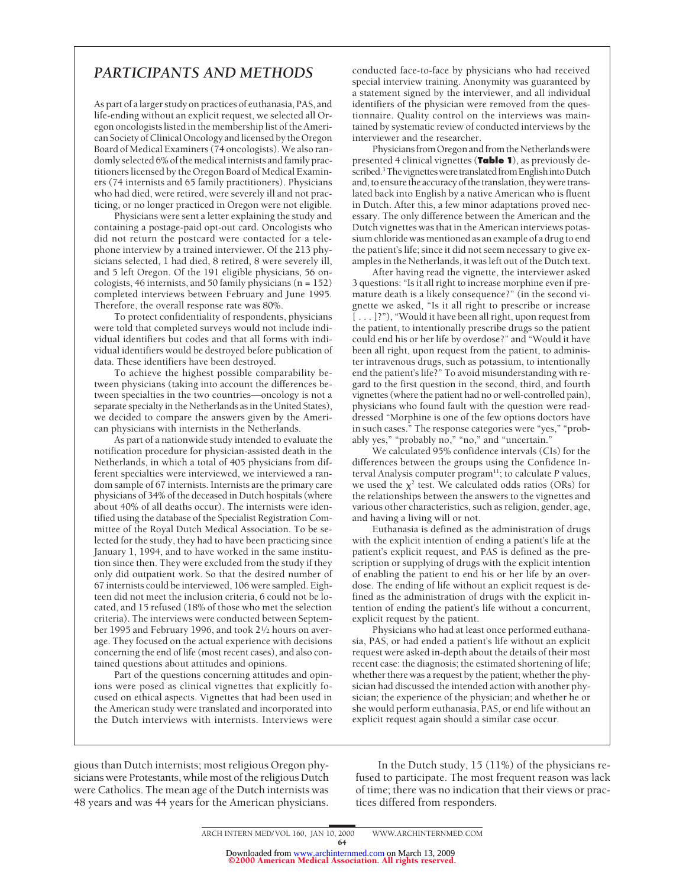## PARTICIPANTS AND METHODS

As part of a larger study on practices of euthanasia, PAS, and life-ending without an explicit request, we selected all Oregon oncologists listed in the membership list of the American Society of Clinical Oncology and licensed by the Oregon Board of Medical Examiners (74 oncologists). We also randomly selected 6% of the medical internists and family practitioners licensed by the Oregon Board of Medical Examiners (74 internists and 65 family practitioners). Physicians who had died, were retired, were severely ill and not practicing, or no longer practiced in Oregon were not eligible.

Physicians were sent a letter explaining the study and containing a postage-paid opt-out card. Oncologists who did not return the postcard were contacted for a telephone interview by a trained interviewer. Of the 213 physicians selected, 1 had died, 8 retired, 8 were severely ill, and 5 left Oregon. Of the 191 eligible physicians, 56 oncologists, 46 internists, and 50 family physicians (n = 152) completed interviews between February and June 1995. Therefore, the overall response rate was 80%.

To protect confidentiality of respondents, physicians were told that completed surveys would not include individual identifiers but codes and that all forms with individual identifiers would be destroyed before publication of data. These identifiers have been destroyed.

To achieve the highest possible comparability between physicians (taking into account the differences between specialties in the two countries—oncology is not a separate specialty in the Netherlands as in the United States), we decided to compare the answers given by the American physicians with internists in the Netherlands.

As part of a nationwide study intended to evaluate the notification procedure for physician-assisted death in the Netherlands, in which a total of 405 physicians from different specialties were interviewed, we interviewed a random sample of 67 internists. Internists are the primary care physicians of 34% of the deceased in Dutch hospitals (where about 40% of all deaths occur). The internists were identified using the database of the Specialist Registration Committee of the Royal Dutch Medical Association. To be selected for the study, they had to have been practicing since January 1, 1994, and to have worked in the same institution since then. They were excluded from the study if they only did outpatient work. So that the desired number of 67 internists could be interviewed, 106 were sampled. Eighteen did not meet the inclusion criteria, 6 could not be located, and 15 refused (18% of those who met the selection criteria). The interviews were conducted between September 1995 and February 1996, and took 2½ hours on average. They focused on the actual experience with decisions concerning the end of life (most recent cases), and also contained questions about attitudes and opinions.

Part of the questions concerning attitudes and opinions were posed as clinical vignettes that explicitly focused on ethical aspects. Vignettes that had been used in the American study were translated and incorporated into the Dutch interviews with internists. Interviews were conducted face-to-face by physicians who had received special interview training. Anonymity was guaranteed by a statement signed by the interviewer, and all individual identifiers of the physician were removed from the questionnaire. Quality control on the interviews was maintained by systematic review of conducted interviews by the interviewer and the researcher.

Physicians from Oregon and from the Netherlands were presented 4 clinical vignettes (**Table 1**), as previously described.[3] The vignettes were translated from English into Dutch and, to ensure the accuracy of the translation, they were translated back into English by a native American who is fluent in Dutch. After this, a few minor adaptations proved necessary. The only difference between the American and the Dutch vignettes was that in the American interviews potassium chloride was mentioned as an example of a drug to end the patient's life; since it did not seem necessary to give examples in the Netherlands, it was left out of the Dutch text.

After having read the vignette, the interviewer asked 3 questions: "Is it all right to increase morphine even if premature death is a likely consequence?" (in the second vignette we asked, "Is it all right to prescribe or increase [ . . . ]?"), "Would it have been all right, upon request from the patient, to intentionally prescribe drugs so the patient could end his or her life by overdose?" and "Would it have been all right, upon request from the patient, to administer intravenous drugs, such as potassium, to intentionally end the patient's life?" To avoid misunderstanding with regard to the first question in the second, third, and fourth vignettes (where the patient had no or well-controlled pain), physicians who found fault with the question were readdressed "Morphine is one of the few options doctors have in such cases." The response categories were "yes," "probably yes," "probably no," "no," and "uncertain."

We calculated 95% confidence intervals (CIs) for the differences between the groups using the Confidence Interval Analysis computer program[11]; to calculate *P* values, we used the $\chi^2$ test. We calculated odds ratios (ORs) for the relationships between the answers to the vignettes and various other characteristics, such as religion, gender, age, and having a living will or not.

Euthanasia is defined as the administration of drugs with the explicit intention of ending a patient's life at the patient's explicit request, and PAS is defined as the prescription or supplying of drugs with the explicit intention of enabling the patient to end his or her life by an overdose. The ending of life without an explicit request is defined as the administration of drugs with the explicit intention of ending the patient's life without a concurrent, explicit request by the patient.

Physicians who had at least once performed euthanasia, PAS, or had ended a patient's life without an explicit request were asked in-depth about the details of their most recent case: the diagnosis; the estimated shortening of life; whether there was a request by the patient; whether the physician had discussed the intended action with another physician; the experience of the physician; and whether he or she would perform euthanasia, PAS, or end life without an explicit request again should a similar case occur.

gious than Dutch internists; most religious Oregon physicians were Protestants, while most of the religious Dutch were Catholics. The mean age of the Dutch internists was 48 years and was 44 years for the American physicians.

In the Dutch study, 15 (11%) of the physicians refused to participate. The most frequent reason was lack of time; there was no indication that their views or practices differed from responders.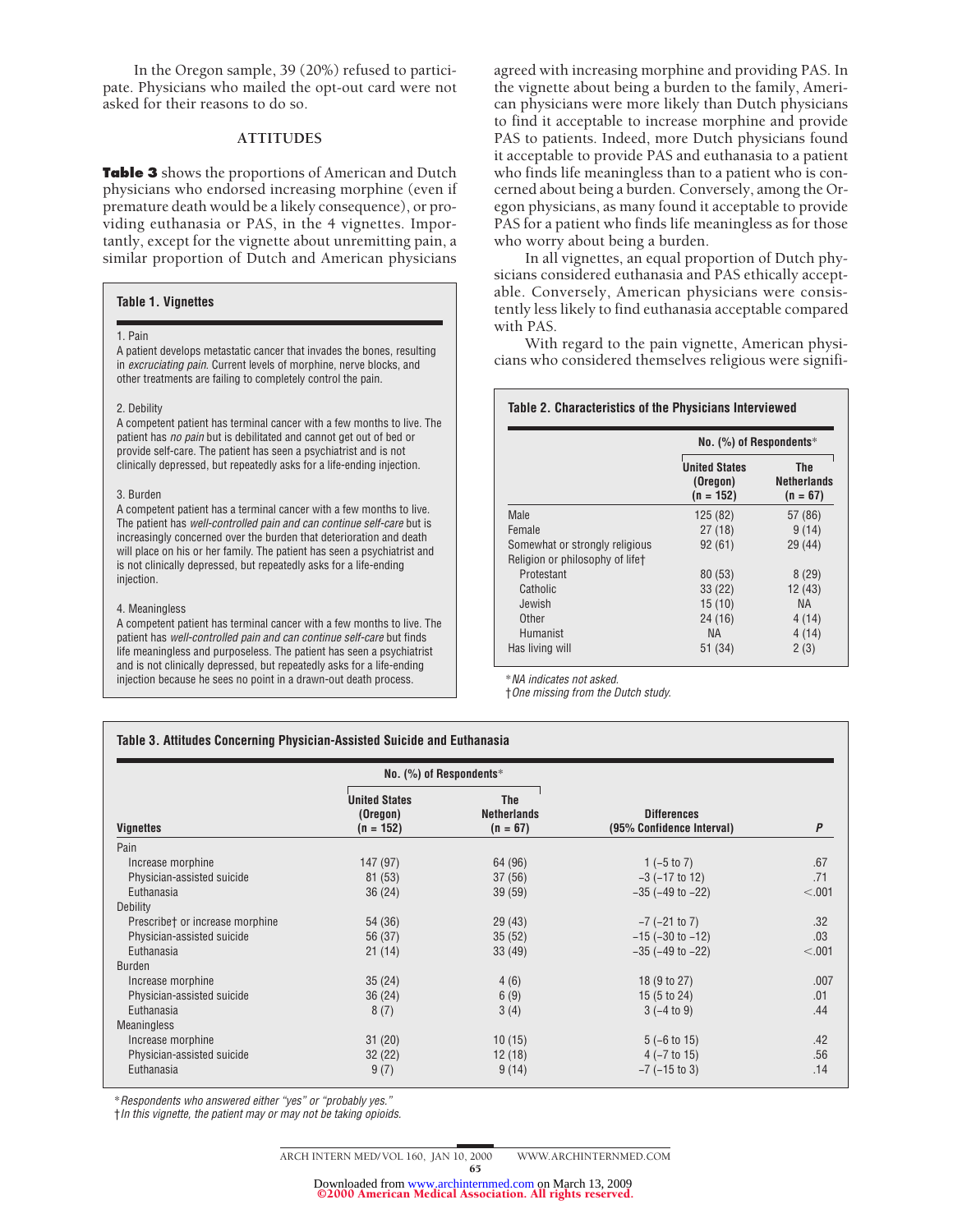In the Oregon sample, 39 (20%) refused to participate. Physicians who mailed the opt-out card were not asked for their reasons to do so.

### ATTITUDES

**Table 3** shows the proportions of American and Dutch physicians who endorsed increasing morphine (even if premature death would be a likely consequence), or providing euthanasia or PAS, in the 4 vignettes. Importantly, except for the vignette about unremitting pain, a similar proportion of Dutch and American physicians agreed with increasing morphine and providing PAS. In the vignette about being a burden to the family, American physicians were more likely than Dutch physicians to find it acceptable to increase morphine and provide PAS to patients. Indeed, more Dutch physicians found it acceptable to provide PAS and euthanasia to a patient who finds life meaningless than to a patient who is concerned about being a burden. Conversely, among the Oregon physicians, as many found it acceptable to provide PAS for a patient who finds life meaningless as for those who worry about being a burden.

In all vignettes, an equal proportion of Dutch physicians considered euthanasia and PAS ethically acceptable. Conversely, American physicians were consistently less likely to find euthanasia acceptable compared with PAS.

With regard to the pain vignette, American physicians who considered themselves religious were signifi-

**Table 1. Vignettes**

1. Pain

A patient develops metastatic cancer that invades the bones, resulting in *excruciating pain*. Current levels of morphine, nerve blocks, and other treatments are failing to completely control the pain.

2. Debility

A competent patient has terminal cancer with a few months to live. The patient has *no pain* but is debilitated and cannot get out of bed or provide self-care. The patient has seen a psychiatrist and is not clinically depressed, but repeatedly asks for a life-ending injection.

3. Burden

A competent patient has a terminal cancer with a few months to live. The patient has *well-controlled pain and can continue self-care* but is increasingly concerned over the burden that deterioration and death will place on his or her family. The patient has seen a psychiatrist and is not clinically depressed, but repeatedly asks for a life-ending injection.

4. Meaningless

A competent patient has terminal cancer with a few months to live. The patient has *well-controlled pain and can continue self-care* but finds life meaningless and purposeless. The patient has seen a psychiatrist and is not clinically depressed, but repeatedly asks for a life-ending injection because he sees no point in a drawn-out death process.

**Table 2. Characteristics of the Physicians Interviewed**

| | No. (%) of Respondents* | |
|---|---|---|
| | United States (Oregon) (n = 152) | The Netherlands (n = 67) |
| Male | 125 (82) | 57 (86) |
| Female | 27 (18) | 9 (14) |
| Somewhat or strongly religious | 92 (61) | 29 (44) |
| Religion or philosophy of life† | | |
| Protestant | 80 (53) | 8 (29) |
| Catholic | 33 (22) | 12 (43) |
| Jewish | 15 (10) | NA |
| Other | 24 (16) | 4 (14) |
| Humanist | NA | 4 (14) |
| Has living will | 51 (34) | 2 (3) |

*NA indicates not asked.
†One missing from the Dutch study.

**Table 3. Attitudes Concerning Physician-Assisted Suicide and Euthanasia**

| | No. (%) of Respondents* | | | |
|---|---|---|---|---|
| Vignettes | United States (Oregon) (n = 152) | The Netherlands (n = 67) | Differences (95% Confidence Interval) | *P* |
| Pain | | | | |
| Increase morphine | 147 (97) | 64 (96) | 1 (−5 to 7) | .67 |
| Physician-assisted suicide | 81 (53) | 37 (56) | −3 (−17 to 12) | .71 |
| Euthanasia | 36 (24) | 39 (59) | −35 (−49 to −22) | <.001 |
| Debility | | | | |
| Prescribe† or increase morphine | 54 (36) | 29 (43) | −7 (−21 to 7) | .32 |
| Physician-assisted suicide | 56 (37) | 35 (52) | −15 (−30 to −12) | .03 |
| Euthanasia | 21 (14) | 33 (49) | −35 (−49 to −22) | <.001 |
| Burden | | | | |
| Increase morphine | 35 (24) | 4 (6) | 18 (9 to 27) | .007 |
| Physician-assisted suicide | 36 (24) | 6 (9) | 15 (5 to 24) | .01 |
| Euthanasia | 8 (7) | 3 (4) | 3 (−4 to 9) | .44 |
| Meaningless | | | | |
| Increase morphine | 31 (20) | 10 (15) | 5 (−6 to 15) | .42 |
| Physician-assisted suicide | 32 (22) | 12 (18) | 4 (−7 to 15) | .56 |
| Euthanasia | 9 (7) | 9 (14) | −7 (−15 to 3) | .14 |

*Respondents who answered either "yes" or "probably yes."
†In this vignette, the patient may or may not be taking opioids.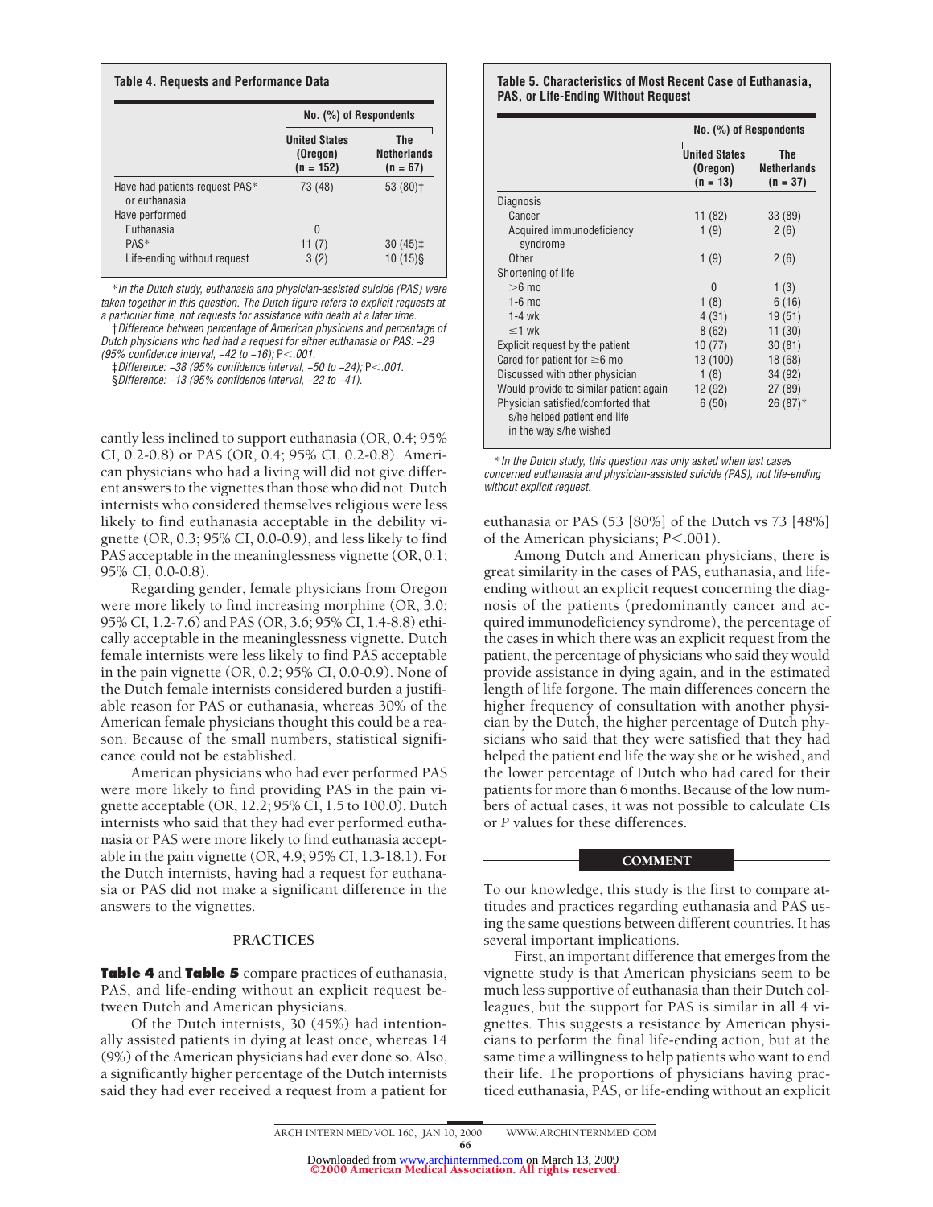**Table 4. Requests and Performance Data**

| | No. (%) of Respondents | |
|---|---|---|
| | United States (Oregon) (n = 152) | The Netherlands (n = 67) |
| Have had patients request PAS* or euthanasia | 73 (48) | 53 (80)† |
| Have performed | | |
| Euthanasia | 0 | |
| PAS* | 11 (7) | 30 (45)‡ |
| Life-ending without request | 3 (2) | 10 (15)§ |

*In the Dutch study, euthanasia and physician-assisted suicide (PAS) were taken together in this question. The Dutch figure refers to explicit requests at a particular time, not requests for assistance with death at a later time.

†Difference between percentage of American physicians and percentage of Dutch physicians who had had a request for either euthanasia or PAS: −29 (95% confidence interval, −42 to −16); $P<.001$.

‡Difference: −38 (95% confidence interval, −50 to −24); $P<.001$.

§Difference: −13 (95% confidence interval, −22 to −41).

cantly less inclined to support euthanasia (OR, 0.4; 95% CI, 0.2-0.8) or PAS (OR, 0.4; 95% CI, 0.2-0.8). American physicians who had a living will did not give different answers to the vignettes than those who did not. Dutch internists who considered themselves religious were less likely to find euthanasia acceptable in the debility vignette (OR, 0.3; 95% CI, 0.0-0.9), and less likely to find PAS acceptable in the meaninglessness vignette (OR, 0.1; 95% CI, 0.0-0.8).

Regarding gender, female physicians from Oregon were more likely to find increasing morphine (OR, 3.0; 95% CI, 1.2-7.6) and PAS (OR, 3.6; 95% CI, 1.4-8.8) ethically acceptable in the meaninglessness vignette. Dutch female internists were less likely to find PAS acceptable in the pain vignette (OR, 0.2; 95% CI, 0.0-0.9). None of the Dutch female internists considered burden a justifiable reason for PAS or euthanasia, whereas 30% of the American female physicians thought this could be a reason. Because of the small numbers, statistical significance could not be established.

American physicians who had ever performed PAS were more likely to find providing PAS in the pain vignette acceptable (OR, 12.2; 95% CI, 1.5 to 100.0). Dutch internists who said that they had ever performed euthanasia or PAS were more likely to find euthanasia acceptable in the pain vignette (OR, 4.9; 95% CI, 1.3-18.1). For the Dutch internists, having had a request for euthanasia or PAS did not make a significant difference in the answers to the vignettes.

## PRACTICES

**Table 4** and **Table 5** compare practices of euthanasia, PAS, and life-ending without an explicit request between Dutch and American physicians.

Of the Dutch internists, 30 (45%) had intentionally assisted patients in dying at least once, whereas 14 (9%) of the American physicians had ever done so. Also, a significantly higher percentage of the Dutch internists said they had ever received a request from a patient for euthanasia or PAS (53 [80%] of the Dutch vs 73 [48%] of the American physicians; $P<.001$).

**Table 5. Characteristics of Most Recent Case of Euthanasia, PAS, or Life-Ending Without Request**

| | No. (%) of Respondents | |
|---|---|---|
| | United States (Oregon) (n = 13) | The Netherlands (n = 37) |
| Diagnosis | | |
| Cancer | 11 (82) | 33 (89) |
| Acquired immunodeficiency syndrome | 1 (9) | 2 (6) |
| Other | 1 (9) | 2 (6) |
| Shortening of life | | |
| >6 mo | 0 | 1 (3) |
| 1-6 mo | 1 (8) | 6 (16) |
| 1-4 wk | 4 (31) | 19 (51) |
| ≤1 wk | 8 (62) | 11 (30) |
| Explicit request by the patient | 10 (77) | 30 (81) |
| Cared for patient for ≥6 mo | 13 (100) | 18 (68) |
| Discussed with other physician | 1 (8) | 34 (92) |
| Would provide to similar patient again | 12 (92) | 27 (89) |
| Physician satisfied/comforted that s/he helped patient end life in the way s/he wished | 6 (50) | 26 (87)* |

*In the Dutch study, this question was only asked when last cases concerned euthanasia and physician-assisted suicide (PAS), not life-ending without explicit request.

Among Dutch and American physicians, there is great similarity in the cases of PAS, euthanasia, and life-ending without an explicit request concerning the diagnosis of the patients (predominantly cancer and acquired immunodeficiency syndrome), the percentage of the cases in which there was an explicit request from the patient, the percentage of physicians who said they would provide assistance in dying again, and in the estimated length of life forgone. The main differences concern the higher frequency of consultation with another physician by the Dutch, the higher percentage of Dutch physicians who said that they were satisfied that they had helped the patient end life the way she or he wished, and the lower percentage of Dutch who had cared for their patients for more than 6 months. Because of the low numbers of actual cases, it was not possible to calculate CIs or *P* values for these differences.

## COMMENT

To our knowledge, this study is the first to compare attitudes and practices regarding euthanasia and PAS using the same questions between different countries. It has several important implications.

First, an important difference that emerges from the vignette study is that American physicians seem to be much less supportive of euthanasia than their Dutch colleagues, but the support for PAS is similar in all 4 vignettes. This suggests a resistance by American physicians to perform the final life-ending action, but at the same time a willingness to help patients who want to end their life. The proportions of physicians having practiced euthanasia, PAS, or life-ending without an explicit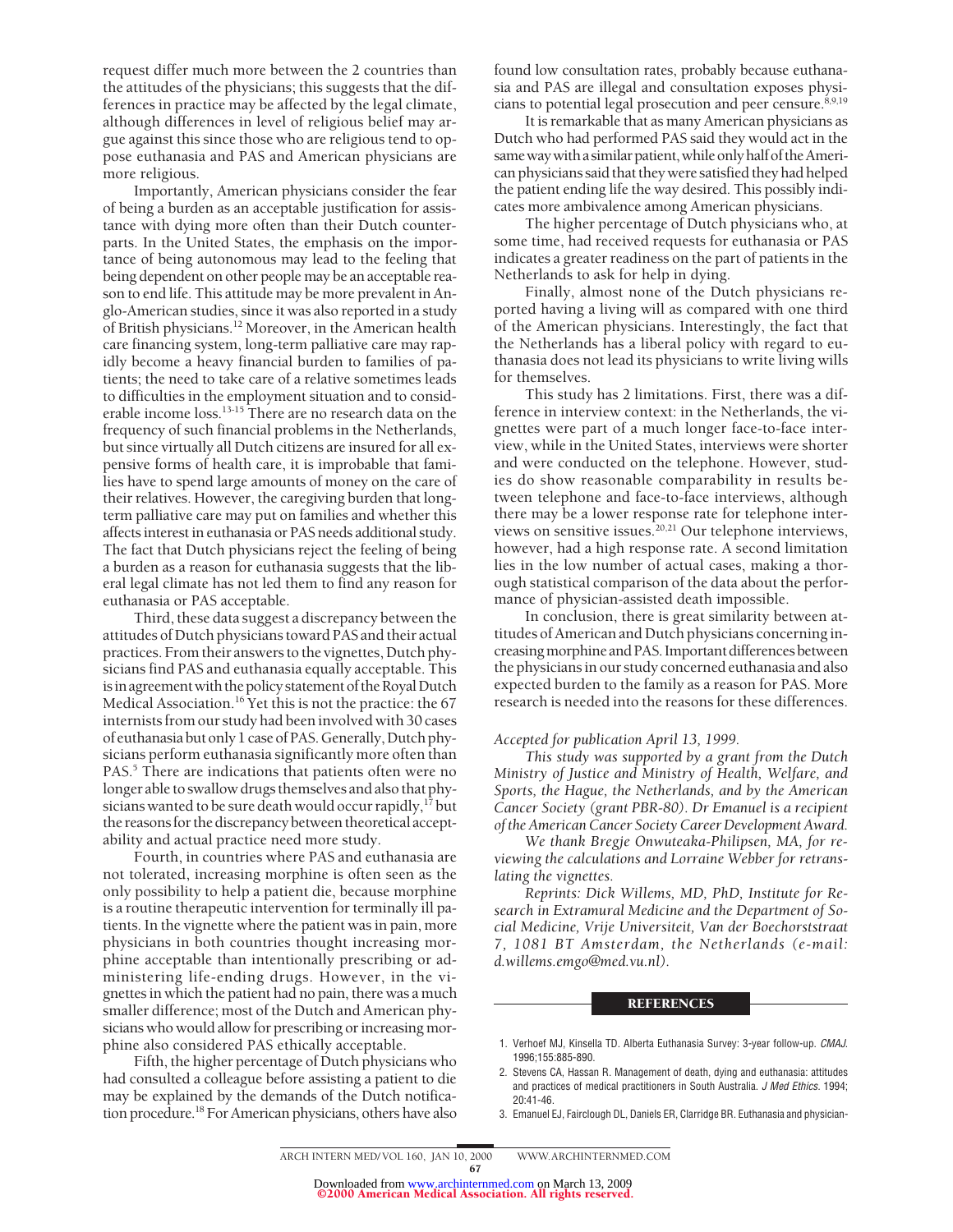request differ much more between the 2 countries than the attitudes of the physicians; this suggests that the differences in practice may be affected by the legal climate, although differences in level of religious belief may argue against this since those who are religious tend to oppose euthanasia and PAS and American physicians are more religious.

Importantly, American physicians consider the fear of being a burden as an acceptable justification for assistance with dying more often than their Dutch counterparts. In the United States, the emphasis on the importance of being autonomous may lead to the feeling that being dependent on other people may be an acceptable reason to end life. This attitude may be more prevalent in Anglo-American studies, since it was also reported in a study of British physicians.[12] Moreover, in the American health care financing system, long-term palliative care may rapidly become a heavy financial burden to families of patients; the need to take care of a relative sometimes leads to difficulties in the employment situation and to considerable income loss.[13-15] There are no research data on the frequency of such financial problems in the Netherlands, but since virtually all Dutch citizens are insured for all expensive forms of health care, it is improbable that families have to spend large amounts of money on the care of their relatives. However, the caregiving burden that long-term palliative care may put on families and whether this affects interest in euthanasia or PAS needs additional study. The fact that Dutch physicians reject the feeling of being a burden as a reason for euthanasia suggests that the liberal legal climate has not led them to find any reason for euthanasia or PAS acceptable.

Third, these data suggest a discrepancy between the attitudes of Dutch physicians toward PAS and their actual practices. From their answers to the vignettes, Dutch physicians find PAS and euthanasia equally acceptable. This is in agreement with the policy statement of the Royal Dutch Medical Association.[16] Yet this is not the practice: the 67 internists from our study had been involved with 30 cases of euthanasia but only 1 case of PAS. Generally, Dutch physicians perform euthanasia significantly more often than PAS.[5] There are indications that patients often were no longer able to swallow drugs themselves and also that physicians wanted to be sure death would occur rapidly,[17] but the reasons for the discrepancy between theoretical acceptability and actual practice need more study.

Fourth, in countries where PAS and euthanasia are not tolerated, increasing morphine is often seen as the only possibility to help a patient die, because morphine is a routine therapeutic intervention for terminally ill patients. In the vignette where the patient was in pain, more physicians in both countries thought increasing morphine acceptable than intentionally prescribing or administering life-ending drugs. However, in the vignettes in which the patient had no pain, there was a much smaller difference; most of the Dutch and American physicians who would allow for prescribing or increasing morphine also considered PAS ethically acceptable.

Fifth, the higher percentage of Dutch physicians who had consulted a colleague before assisting a patient to die may be explained by the demands of the Dutch notification procedure.[18] For American physicians, others have also found low consultation rates, probably because euthanasia and PAS are illegal and consultation exposes physicians to potential legal prosecution and peer censure.[8,9,19]

It is remarkable that as many American physicians as Dutch who had performed PAS said they would act in the same way with a similar patient, while only half of the American physicians said that they were satisfied they had helped the patient ending life the way desired. This possibly indicates more ambivalence among American physicians.

The higher percentage of Dutch physicians who, at some time, had received requests for euthanasia or PAS indicates a greater readiness on the part of patients in the Netherlands to ask for help in dying.

Finally, almost none of the Dutch physicians reported having a living will as compared with one third of the American physicians. Interestingly, the fact that the Netherlands has a liberal policy with regard to euthanasia does not lead its physicians to write living wills for themselves.

This study has 2 limitations. First, there was a difference in interview context: in the Netherlands, the vignettes were part of a much longer face-to-face interview, while in the United States, interviews were shorter and were conducted on the telephone. However, studies do show reasonable comparability in results between telephone and face-to-face interviews, although there may be a lower response rate for telephone interviews on sensitive issues.[20,21] Our telephone interviews, however, had a high response rate. A second limitation lies in the low number of actual cases, making a thorough statistical comparison of the data about the performance of physician-assisted death impossible.

In conclusion, there is great similarity between attitudes of American and Dutch physicians concerning increasing morphine and PAS. Important differences between the physicians in our study concerned euthanasia and also expected burden to the family as a reason for PAS. More research is needed into the reasons for these differences.

*Accepted for publication April 13, 1999.*

*This study was supported by a grant from the Dutch Ministry of Justice and Ministry of Health, Welfare, and Sports, the Hague, the Netherlands, and by the American Cancer Society (grant PBR-80). Dr Emanuel is a recipient of the American Cancer Society Career Development Award.*

*We thank Bregje Onwuteaka-Philipsen, MA, for reviewing the calculations and Lorraine Webber for retranslating the vignettes.*

*Reprints: Dick Willems, MD, PhD, Institute for Research in Extramural Medicine and the Department of Social Medicine, Vrije Universiteit, Van der Boechorststraat 7, 1081 BT Amsterdam, the Netherlands (e-mail: d.willems.emgo@med.vu.nl).*

## REFERENCES

1. Verhoef MJ, Kinsella TD. Alberta Euthanasia Survey: 3-year follow-up. *CMAJ.* 1996;155:885-890.
2. Stevens CA, Hassan R. Management of death, dying and euthanasia: attitudes and practices of medical practitioners in South Australia. *J Med Ethics.* 1994; 20:41-46.
3. Emanuel EJ, Fairclough DL, Daniels ER, Clarridge BR. Euthanasia and physician-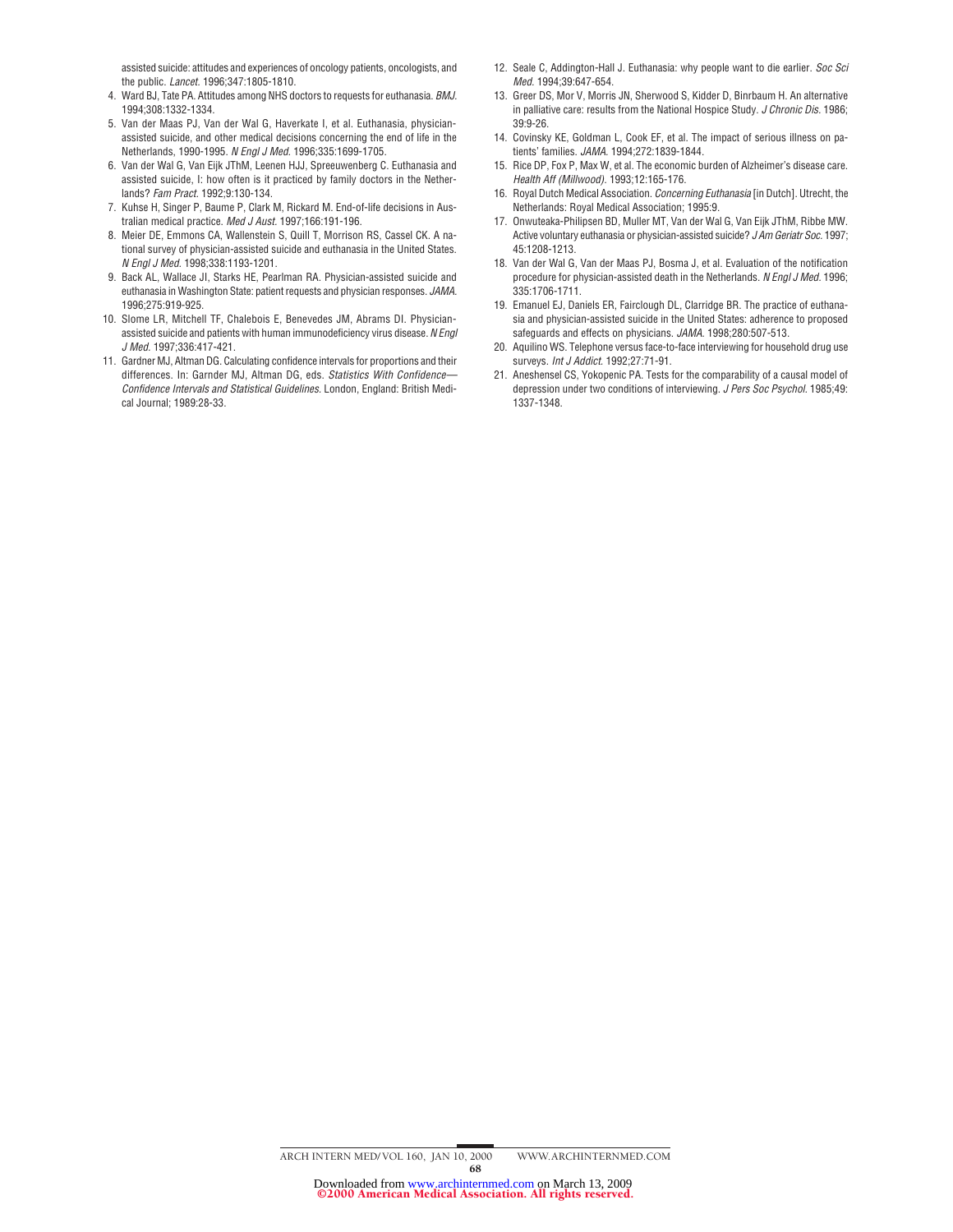assisted suicide: attitudes and experiences of oncology patients, oncologists, and the public. *Lancet*. 1996;347:1805-1810.

4. Ward BJ, Tate PA. Attitudes among NHS doctors to requests for euthanasia. *BMJ*. 1994;308:1332-1334.
5. Van der Maas PJ, Van der Wal G, Haverkate I, et al. Euthanasia, physician-assisted suicide, and other medical decisions concerning the end of life in the Netherlands, 1990-1995. *N Engl J Med*. 1996;335:1699-1705.
6. Van der Wal G, Van Eijk JThM, Leenen HJJ, Spreeuwenberg C. Euthanasia and assisted suicide, I: how often is it practiced by family doctors in the Netherlands? *Fam Pract*. 1992;9:130-134.
7. Kuhse H, Singer P, Baume P, Clark M, Rickard M. End-of-life decisions in Australian medical practice. *Med J Aust*. 1997;166:191-196.
8. Meier DE, Emmons CA, Wallenstein S, Quill T, Morrison RS, Cassel CK. A national survey of physician-assisted suicide and euthanasia in the United States. *N Engl J Med*. 1998;338:1193-1201.
9. Back AL, Wallace JI, Starks HE, Pearlman RA. Physician-assisted suicide and euthanasia in Washington State: patient requests and physician responses. *JAMA*. 1996;275:919-925.
10. Slome LR, Mitchell TF, Chalebois E, Benevedes JM, Abrams DI. Physician-assisted suicide and patients with human immunodeficiency virus disease. *N Engl J Med*. 1997;336:417-421.
11. Gardner MJ, Altman DG. Calculating confidence intervals for proportions and their differences. In: Garnder MJ, Altman DG, eds. *Statistics With Confidence—Confidence Intervals and Statistical Guidelines*. London, England: British Medical Journal; 1989:28-33.
12. Seale C, Addington-Hall J. Euthanasia: why people want to die earlier. *Soc Sci Med*. 1994;39:647-654.
13. Greer DS, Mor V, Morris JN, Sherwood S, Kidder D, Binrbaum H. An alternative in palliative care: results from the National Hospice Study. *J Chronic Dis*. 1986; 39:9-26.
14. Covinsky KE, Goldman L, Cook EF, et al. The impact of serious illness on patients' families. *JAMA*. 1994;272:1839-1844.
15. Rice DP, Fox P, Max W, et al. The economic burden of Alzheimer's disease care. *Health Aff (Millwood)*. 1993;12:165-176.
16. Royal Dutch Medical Association. *Concerning Euthanasia* [in Dutch]. Utrecht, the Netherlands: Royal Medical Association; 1995:9.
17. Onwuteaka-Philipsen BD, Muller MT, Van der Wal G, Van Eijk JThM, Ribbe MW. Active voluntary euthanasia or physician-assisted suicide? *J Am Geriatr Soc*. 1997; 45:1208-1213.
18. Van der Wal G, Van der Maas PJ, Bosma J, et al. Evaluation of the notification procedure for physician-assisted death in the Netherlands. *N Engl J Med*. 1996; 335:1706-1711.
19. Emanuel EJ, Daniels ER, Fairclough DL, Clarridge BR. The practice of euthanasia and physician-assisted suicide in the United States: adherence to proposed safeguards and effects on physicians. *JAMA*. 1998;280:507-513.
20. Aquilino WS. Telephone versus face-to-face interviewing for household drug use surveys. *Int J Addict*. 1992;27:71-91.
21. Aneshensel CS, Yokopenic PA. Tests for the comparability of a causal model of depression under two conditions of interviewing. *J Pers Soc Psychol*. 1985;49: 1337-1348.